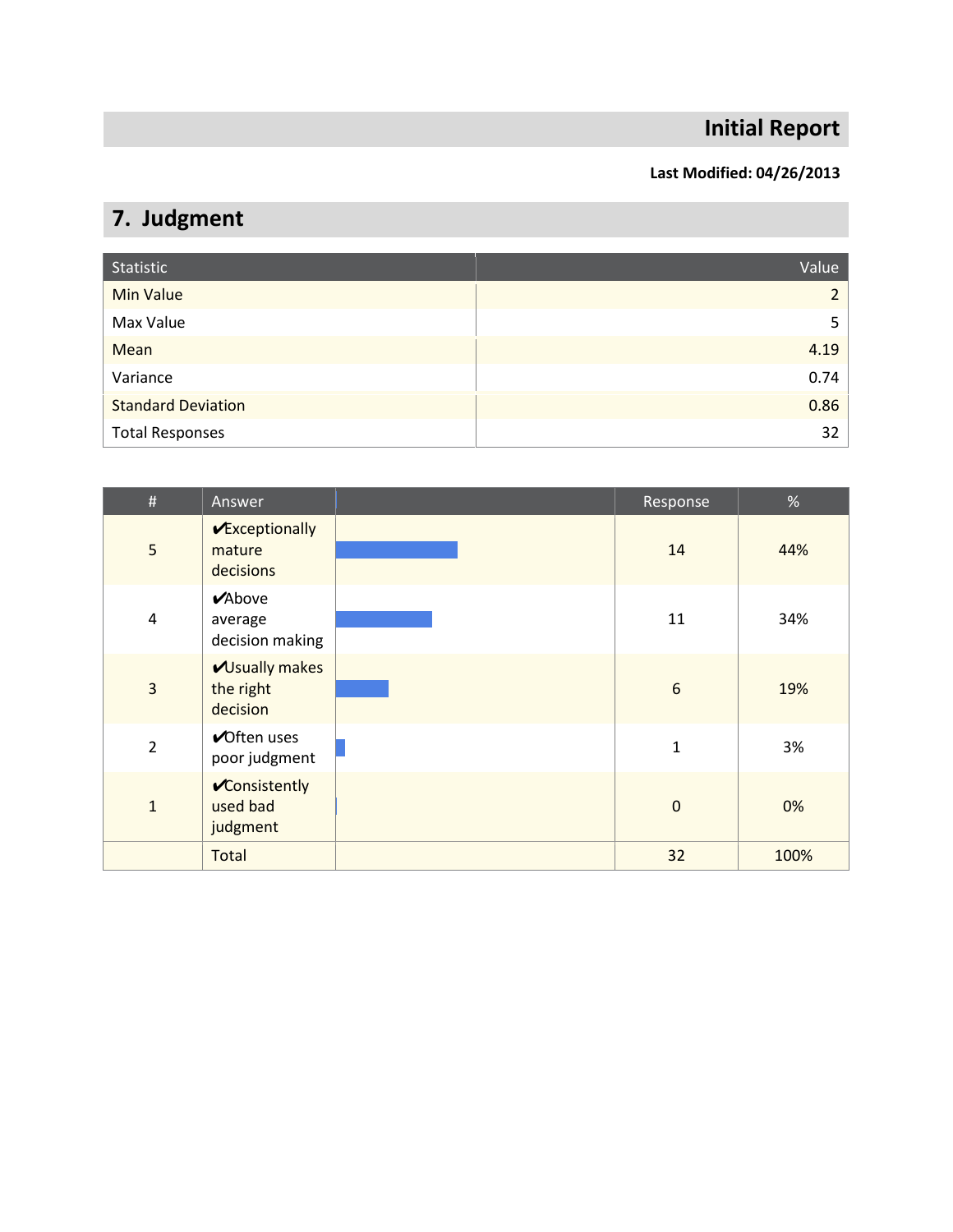# Initial Report

**Last Modified: 04/26/2013**

## 7. Judgment

| Statistic | Value |
| --- | --- |
| Min Value | 2 |
| Max Value | 5 |
| Mean | 4.19 |
| Variance | 0.74 |
| Standard Deviation | 0.86 |
| Total Responses | 32 |

| # | Answer | | Response | % |
| --- | --- | --- | --- | --- |
| 5 | ✔Exceptionally mature decisions | | 14 | 44% |
| 4 | ✔Above average decision making | | 11 | 34% |
| 3 | ✔Usually makes the right decision | | 6 | 19% |
| 2 | ✔Often uses poor judgment | | 1 | 3% |
| 1 | ✔Consistently used bad judgment | | 0 | 0% |
| | Total | | 32 | 100% |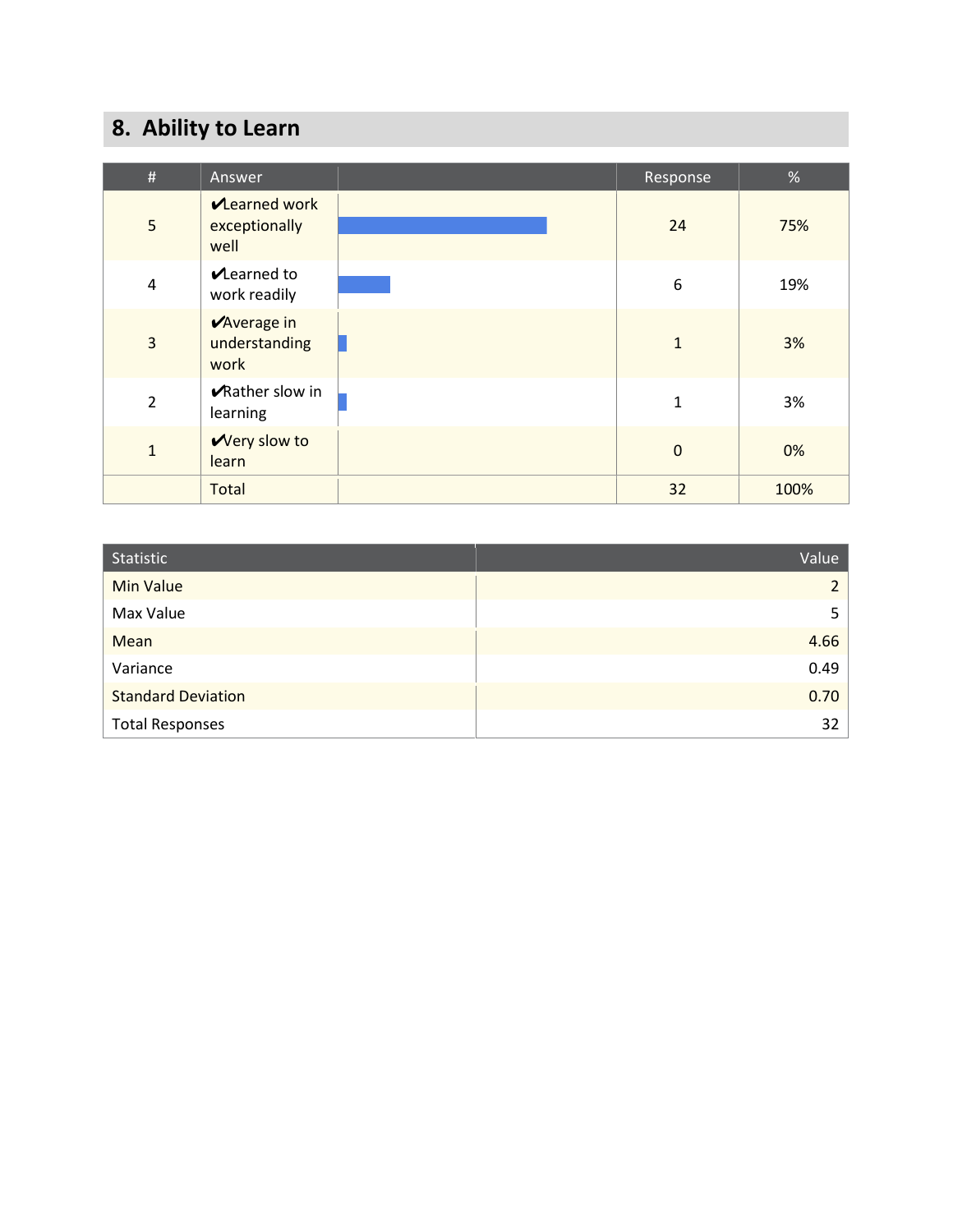## 8. Ability to Learn

| # | Answer | | Response | % |
|---|---|---|---|---|
| 5 | ✔Learned work exceptionally well | | 24 | 75% |
| 4 | ✔Learned to work readily | | 6 | 19% |
| 3 | ✔Average in understanding work | | 1 | 3% |
| 2 | ✔Rather slow in learning | | 1 | 3% |
| 1 | ✔Very slow to learn | | 0 | 0% |
| | Total | | 32 | 100% |

| Statistic | Value |
|---|---|
| Min Value | 2 |
| Max Value | 5 |
| Mean | 4.66 |
| Variance | 0.49 |
| Standard Deviation | 0.70 |
| Total Responses | 32 |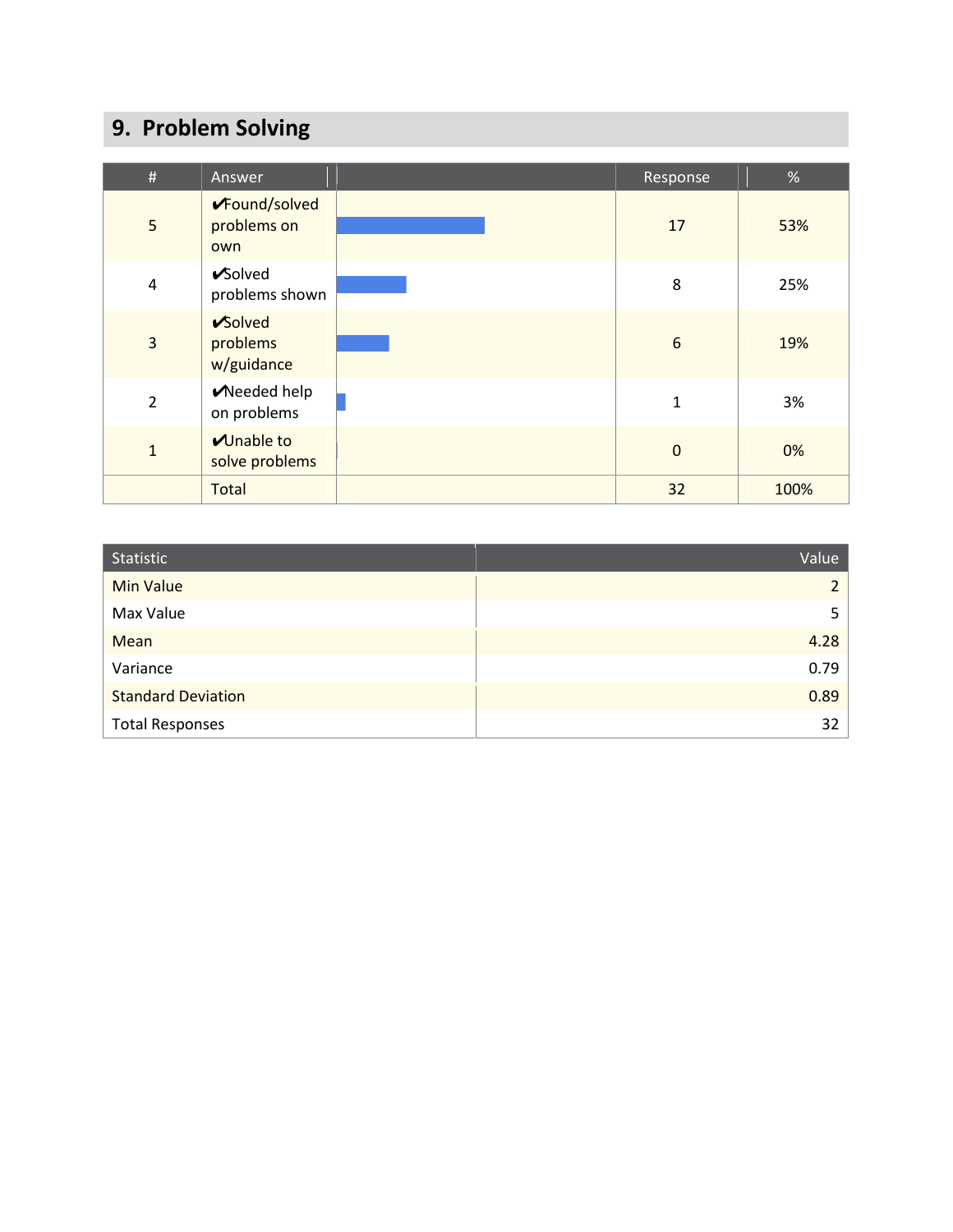## 9. Problem Solving

| # | Answer | | Response | % |
|---|---|---|---|---|
| 5 | ✔Found/solved problems on own | | 17 | 53% |
| 4 | ✔Solved problems shown | | 8 | 25% |
| 3 | ✔Solved problems w/guidance | | 6 | 19% |
| 2 | ✔Needed help on problems | | 1 | 3% |
| 1 | ✔Unable to solve problems | | 0 | 0% |
| | Total | | 32 | 100% |

| Statistic | Value |
|---|---|
| Min Value | 2 |
| Max Value | 5 |
| Mean | 4.28 |
| Variance | 0.79 |
| Standard Deviation | 0.89 |
| Total Responses | 32 |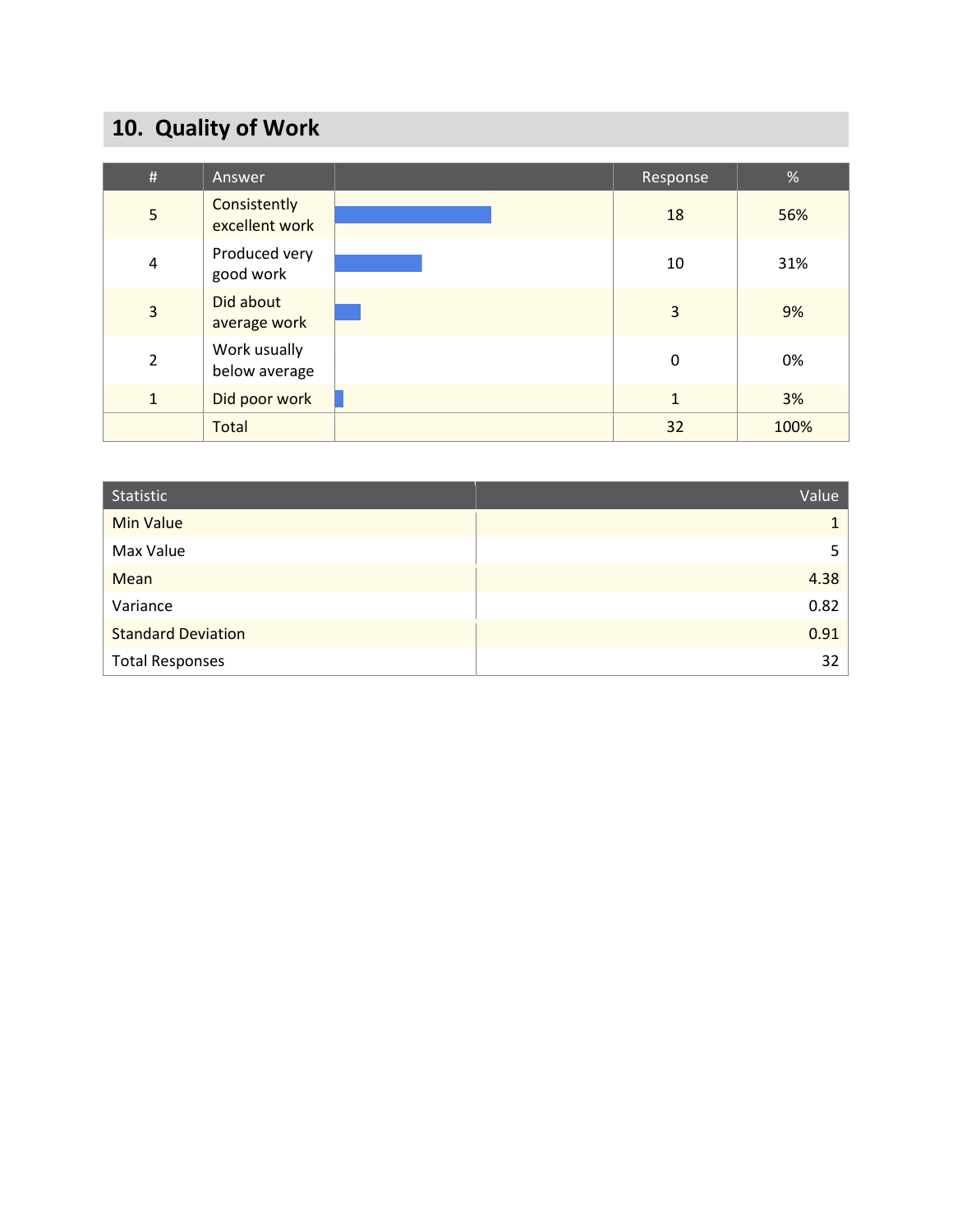## 10. Quality of Work

| # | Answer | | Response | % |
|---|---|---|---|---|
| 5 | Consistently excellent work | | 18 | 56% |
| 4 | Produced very good work | | 10 | 31% |
| 3 | Did about average work | | 3 | 9% |
| 2 | Work usually below average | | 0 | 0% |
| 1 | Did poor work | | 1 | 3% |
| | Total | | 32 | 100% |

| Statistic | Value |
|---|---|
| Min Value | 1 |
| Max Value | 5 |
| Mean | 4.38 |
| Variance | 0.82 |
| Standard Deviation | 0.91 |
| Total Responses | 32 |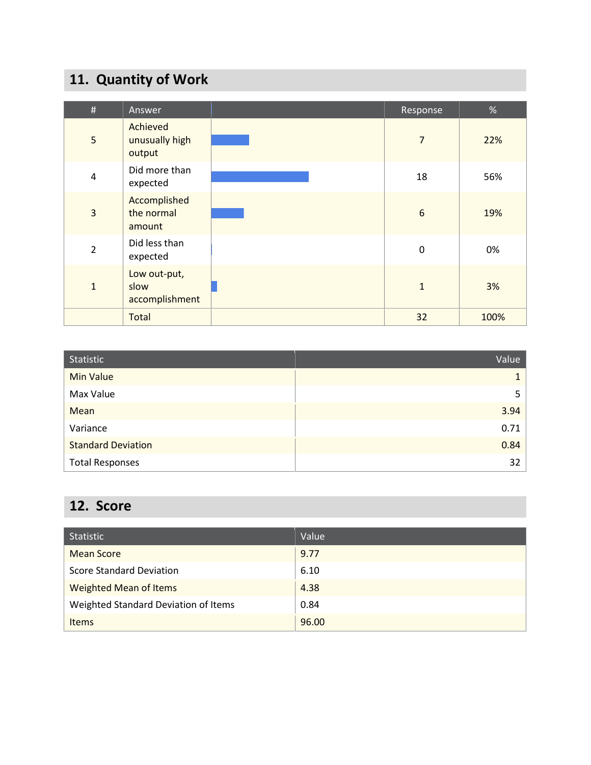## 11. Quantity of Work

| # | Answer | | Response | % |
|---|---|---|---|---|
| 5 | Achieved unusually high output | | 7 | 22% |
| 4 | Did more than expected | | 18 | 56% |
| 3 | Accomplished the normal amount | | 6 | 19% |
| 2 | Did less than expected | | 0 | 0% |
| 1 | Low out-put, slow accomplishment | | 1 | 3% |
| | Total | | 32 | 100% |

| Statistic | Value |
|---|---|
| Min Value | 1 |
| Max Value | 5 |
| Mean | 3.94 |
| Variance | 0.71 |
| Standard Deviation | 0.84 |
| Total Responses | 32 |

## 12. Score

| Statistic | Value |
|---|---|
| Mean Score | 9.77 |
| Score Standard Deviation | 6.10 |
| Weighted Mean of Items | 4.38 |
| Weighted Standard Deviation of Items | 0.84 |
| Items | 96.00 |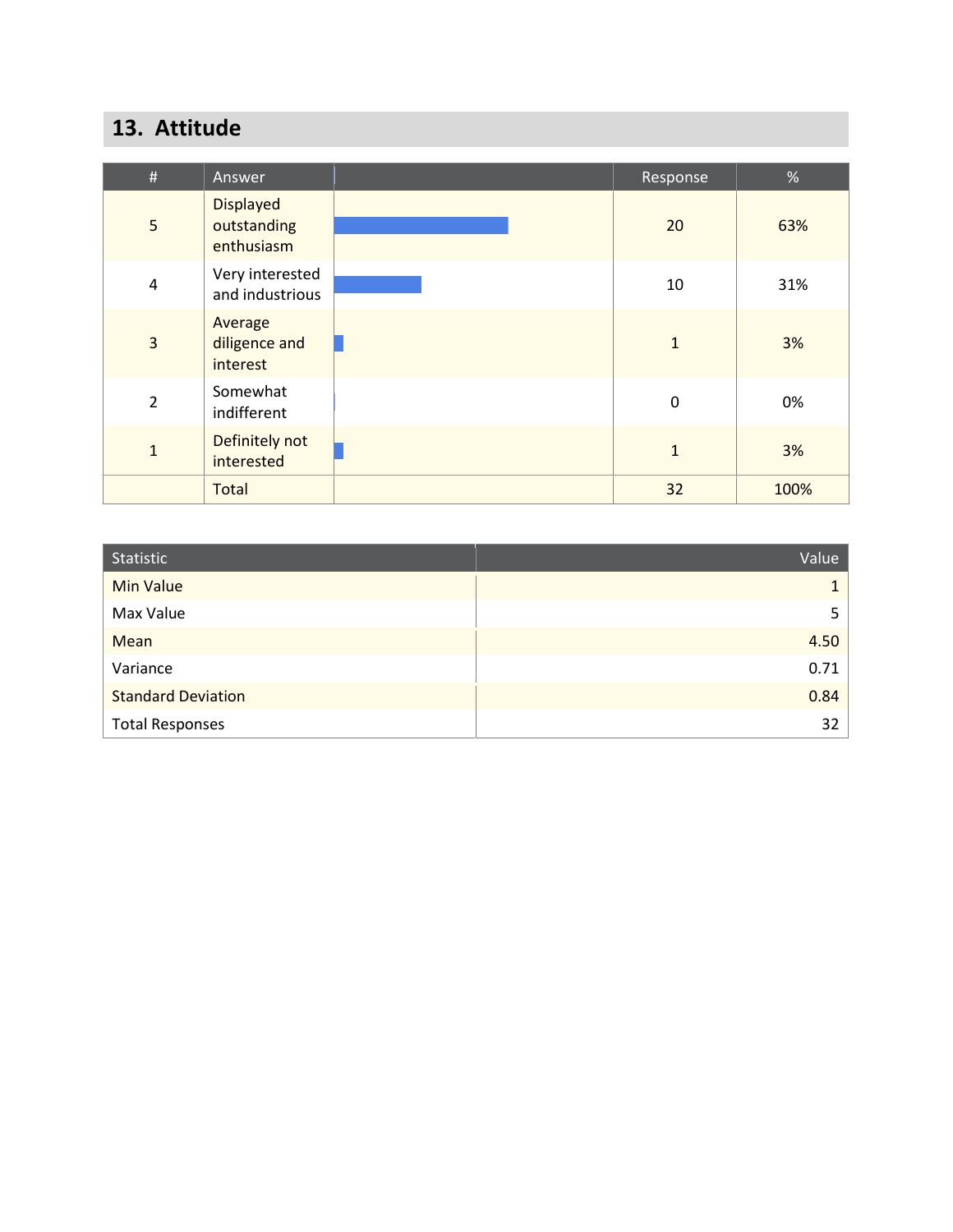## 13. Attitude

| # | Answer | | Response | % |
|---|---|---|---|---|
| 5 | Displayed outstanding enthusiasm | | 20 | 63% |
| 4 | Very interested and industrious | | 10 | 31% |
| 3 | Average diligence and interest | | 1 | 3% |
| 2 | Somewhat indifferent | | 0 | 0% |
| 1 | Definitely not interested | | 1 | 3% |
| | Total | | 32 | 100% |

| Statistic | Value |
|---|---|
| Min Value | 1 |
| Max Value | 5 |
| Mean | 4.50 |
| Variance | 0.71 |
| Standard Deviation | 0.84 |
| Total Responses | 32 |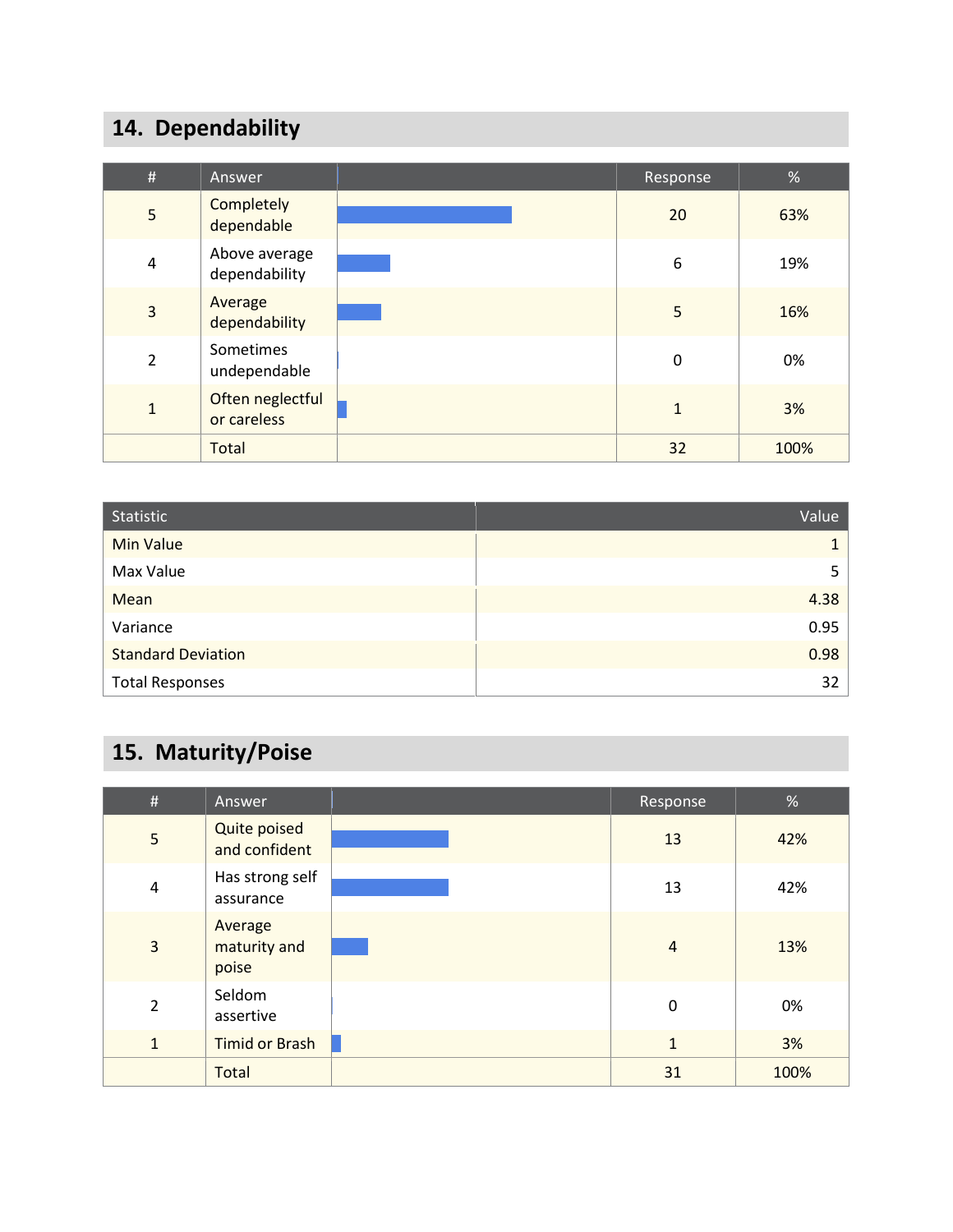## 14. Dependability

| # | Answer | | Response | % |
|---|---|---|---|---|
| 5 | Completely dependable | | 20 | 63% |
| 4 | Above average dependability | | 6 | 19% |
| 3 | Average dependability | | 5 | 16% |
| 2 | Sometimes undependable | | 0 | 0% |
| 1 | Often neglectful or careless | | 1 | 3% |
| | Total | | 32 | 100% |

| Statistic | Value |
|---|---|
| Min Value | 1 |
| Max Value | 5 |
| Mean | 4.38 |
| Variance | 0.95 |
| Standard Deviation | 0.98 |
| Total Responses | 32 |

## 15. Maturity/Poise

| # | Answer | | Response | % |
|---|---|---|---|---|
| 5 | Quite poised and confident | | 13 | 42% |
| 4 | Has strong self assurance | | 13 | 42% |
| 3 | Average maturity and poise | | 4 | 13% |
| 2 | Seldom assertive | | 0 | 0% |
| 1 | Timid or Brash | | 1 | 3% |
| | Total | | 31 | 100% |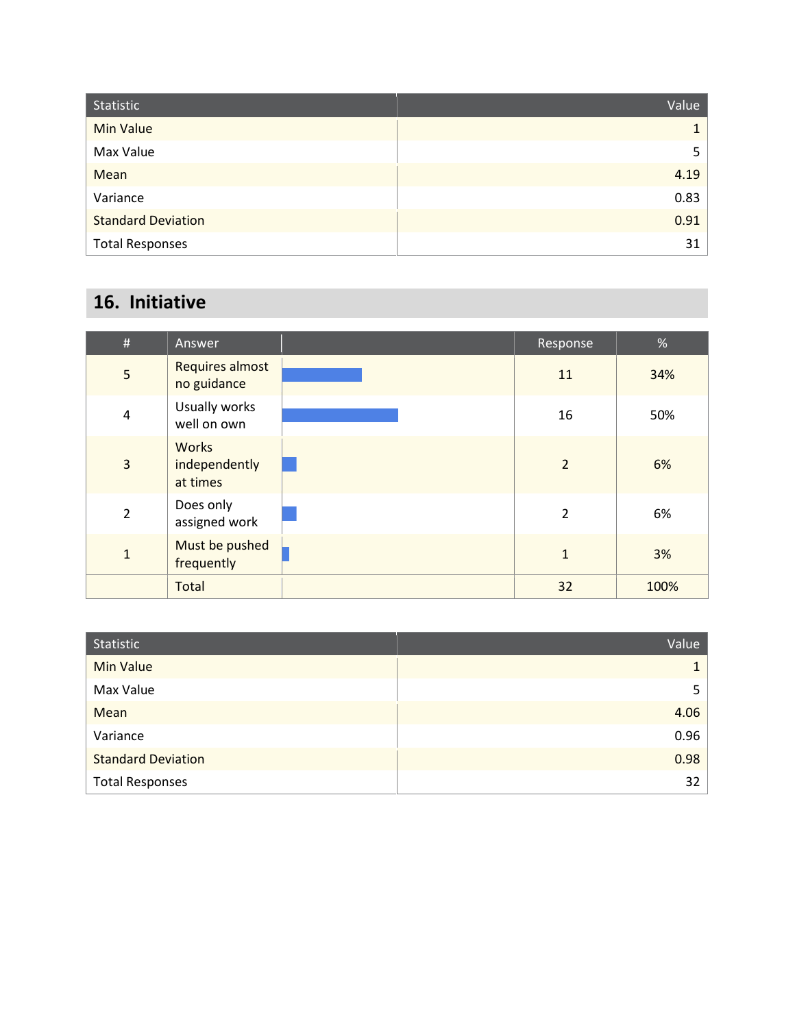| Statistic | Value |
| --- | --- |
| Min Value | 1 |
| Max Value | 5 |
| Mean | 4.19 |
| Variance | 0.83 |
| Standard Deviation | 0.91 |
| Total Responses | 31 |

## 16. Initiative

| # | Answer | | Response | % |
| --- | --- | --- | --- | --- |
| 5 | Requires almost no guidance | | 11 | 34% |
| 4 | Usually works well on own | | 16 | 50% |
| 3 | Works independently at times | | 2 | 6% |
| 2 | Does only assigned work | | 2 | 6% |
| 1 | Must be pushed frequently | | 1 | 3% |
| | Total | | 32 | 100% |

| Statistic | Value |
| --- | --- |
| Min Value | 1 |
| Max Value | 5 |
| Mean | 4.06 |
| Variance | 0.96 |
| Standard Deviation | 0.98 |
| Total Responses | 32 |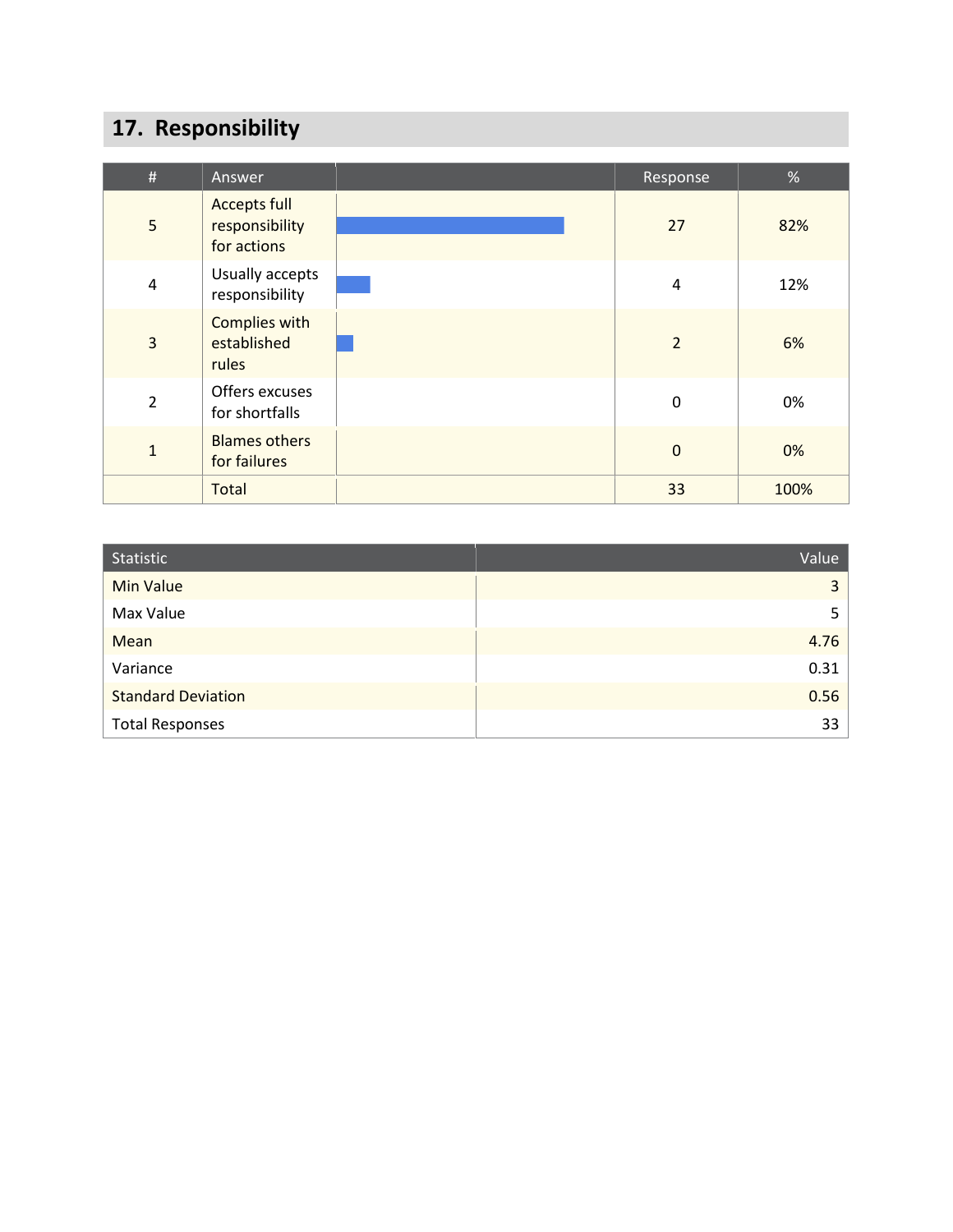## 17. Responsibility

| # | Answer | | Response | % |
|---|---|---|---|---|
| 5 | Accepts full responsibility for actions | | 27 | 82% |
| 4 | Usually accepts responsibility | | 4 | 12% |
| 3 | Complies with established rules | | 2 | 6% |
| 2 | Offers excuses for shortfalls | | 0 | 0% |
| 1 | Blames others for failures | | 0 | 0% |
| | Total | | 33 | 100% |

| Statistic | Value |
|---|---|
| Min Value | 3 |
| Max Value | 5 |
| Mean | 4.76 |
| Variance | 0.31 |
| Standard Deviation | 0.56 |
| Total Responses | 33 |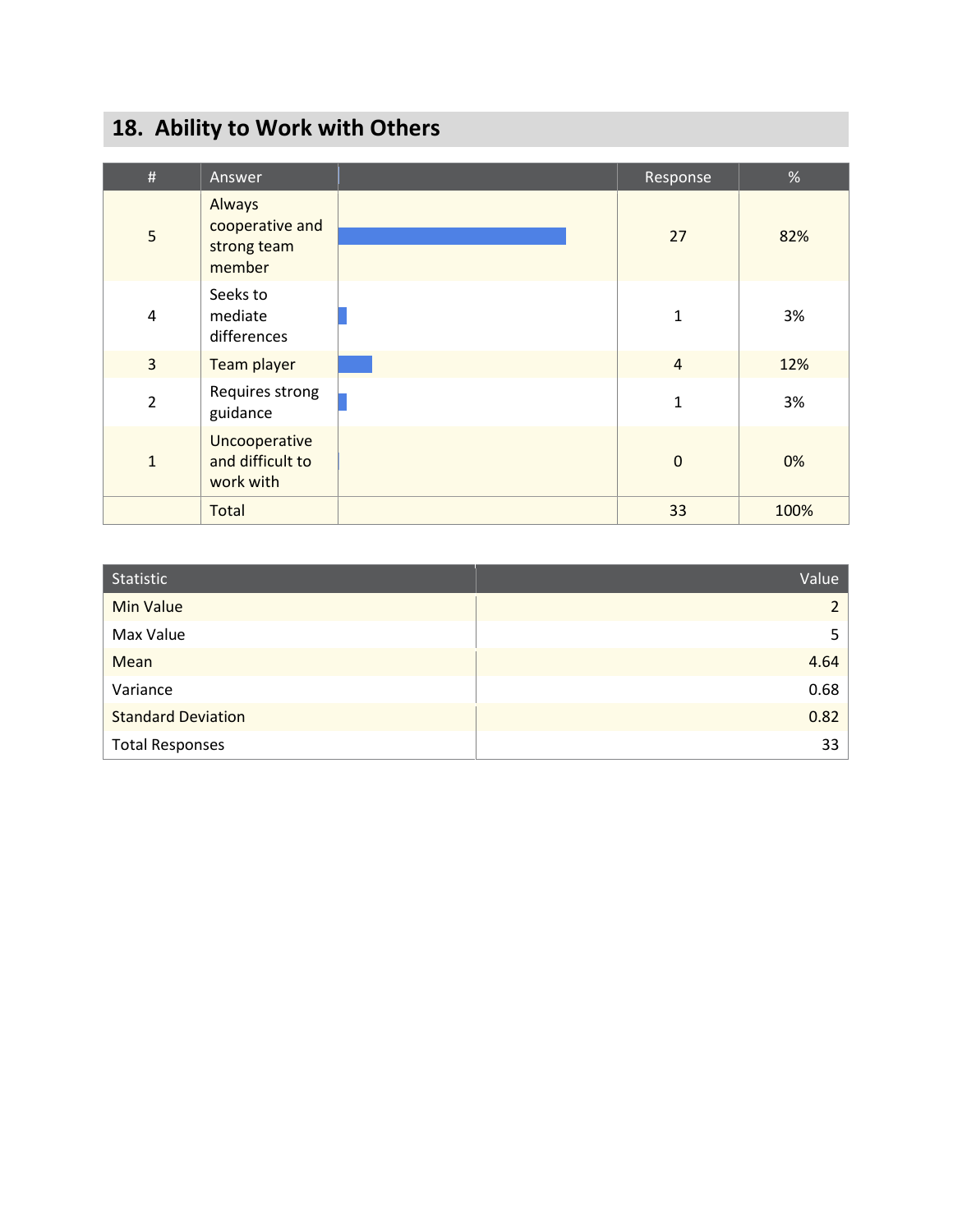## 18. Ability to Work with Others

| # | Answer | | Response | % |
|---|---|---|---|---|
| 5 | Always cooperative and strong team member | | 27 | 82% |
| 4 | Seeks to mediate differences | | 1 | 3% |
| 3 | Team player | | 4 | 12% |
| 2 | Requires strong guidance | | 1 | 3% |
| 1 | Uncooperative and difficult to work with | | 0 | 0% |
| | Total | | 33 | 100% |

| Statistic | Value |
|---|---|
| Min Value | 2 |
| Max Value | 5 |
| Mean | 4.64 |
| Variance | 0.68 |
| Standard Deviation | 0.82 |
| Total Responses | 33 |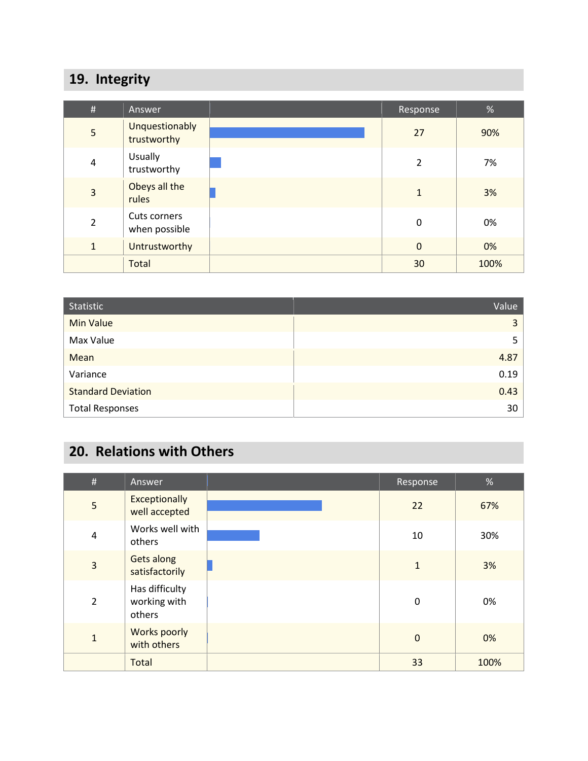## 19. Integrity

| # | Answer | | Response | % |
|---|---|---|---|---|
| 5 | Unquestionably trustworthy | | 27 | 90% |
| 4 | Usually trustworthy | | 2 | 7% |
| 3 | Obeys all the rules | | 1 | 3% |
| 2 | Cuts corners when possible | | 0 | 0% |
| 1 | Untrustworthy | | 0 | 0% |
| | Total | | 30 | 100% |

| Statistic | Value |
|---|---|
| Min Value | 3 |
| Max Value | 5 |
| Mean | 4.87 |
| Variance | 0.19 |
| Standard Deviation | 0.43 |
| Total Responses | 30 |

## 20. Relations with Others

| # | Answer | | Response | % |
|---|---|---|---|---|
| 5 | Exceptionally well accepted | | 22 | 67% |
| 4 | Works well with others | | 10 | 30% |
| 3 | Gets along satisfactorily | | 1 | 3% |
| 2 | Has difficulty working with others | | 0 | 0% |
| 1 | Works poorly with others | | 0 | 0% |
| | Total | | 33 | 100% |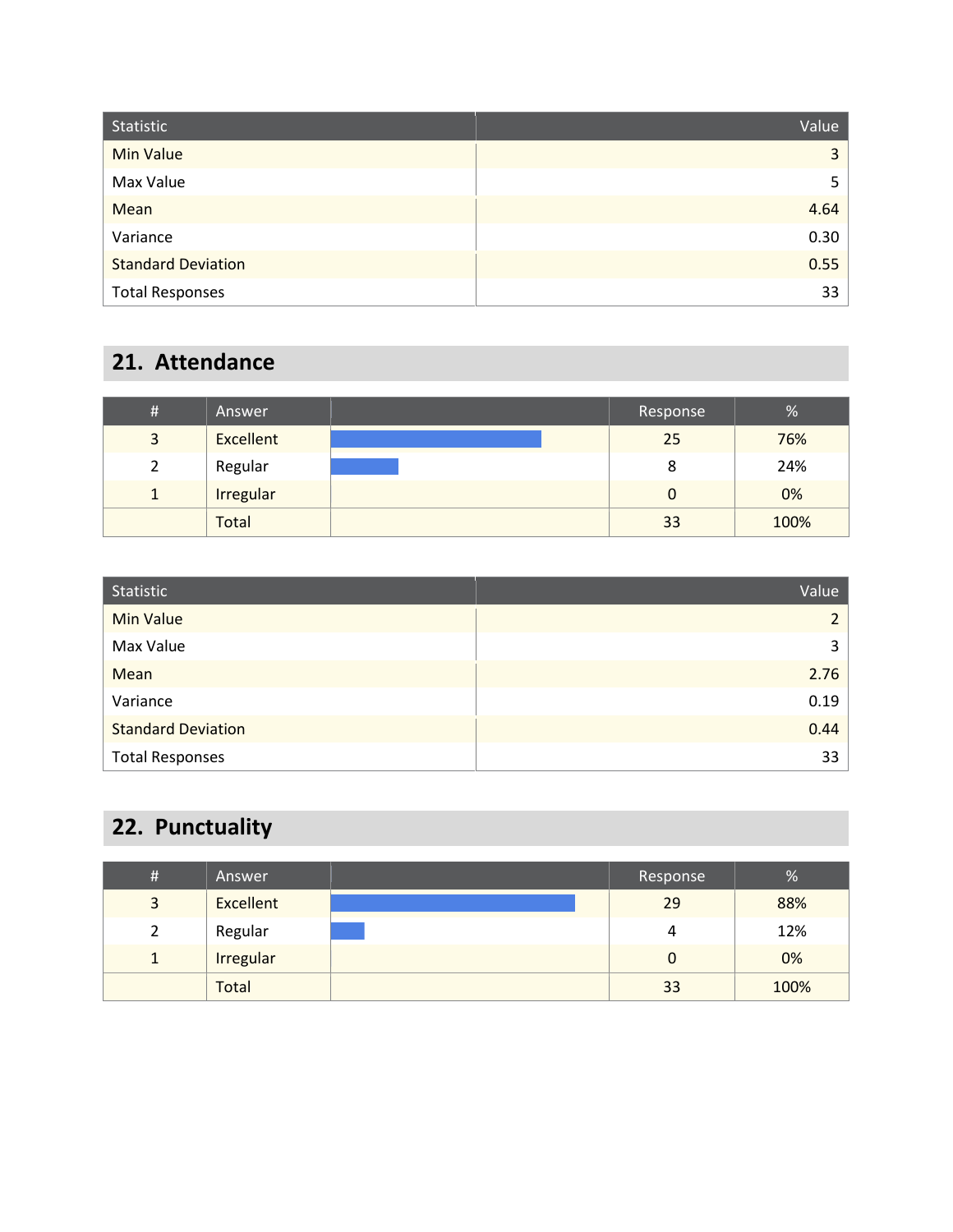| Statistic | Value |
|---|---|
| Min Value | 3 |
| Max Value | 5 |
| Mean | 4.64 |
| Variance | 0.30 |
| Standard Deviation | 0.55 |
| Total Responses | 33 |

## 21. Attendance

| # | Answer | | Response | % |
|---|---|---|---|---|
| 3 | Excellent | | 25 | 76% |
| 2 | Regular | | 8 | 24% |
| 1 | Irregular | | 0 | 0% |
| | Total | | 33 | 100% |

| Statistic | Value |
|---|---|
| Min Value | 2 |
| Max Value | 3 |
| Mean | 2.76 |
| Variance | 0.19 |
| Standard Deviation | 0.44 |
| Total Responses | 33 |

## 22. Punctuality

| # | Answer | | Response | % |
|---|---|---|---|---|
| 3 | Excellent | | 29 | 88% |
| 2 | Regular | | 4 | 12% |
| 1 | Irregular | | 0 | 0% |
| | Total | | 33 | 100% |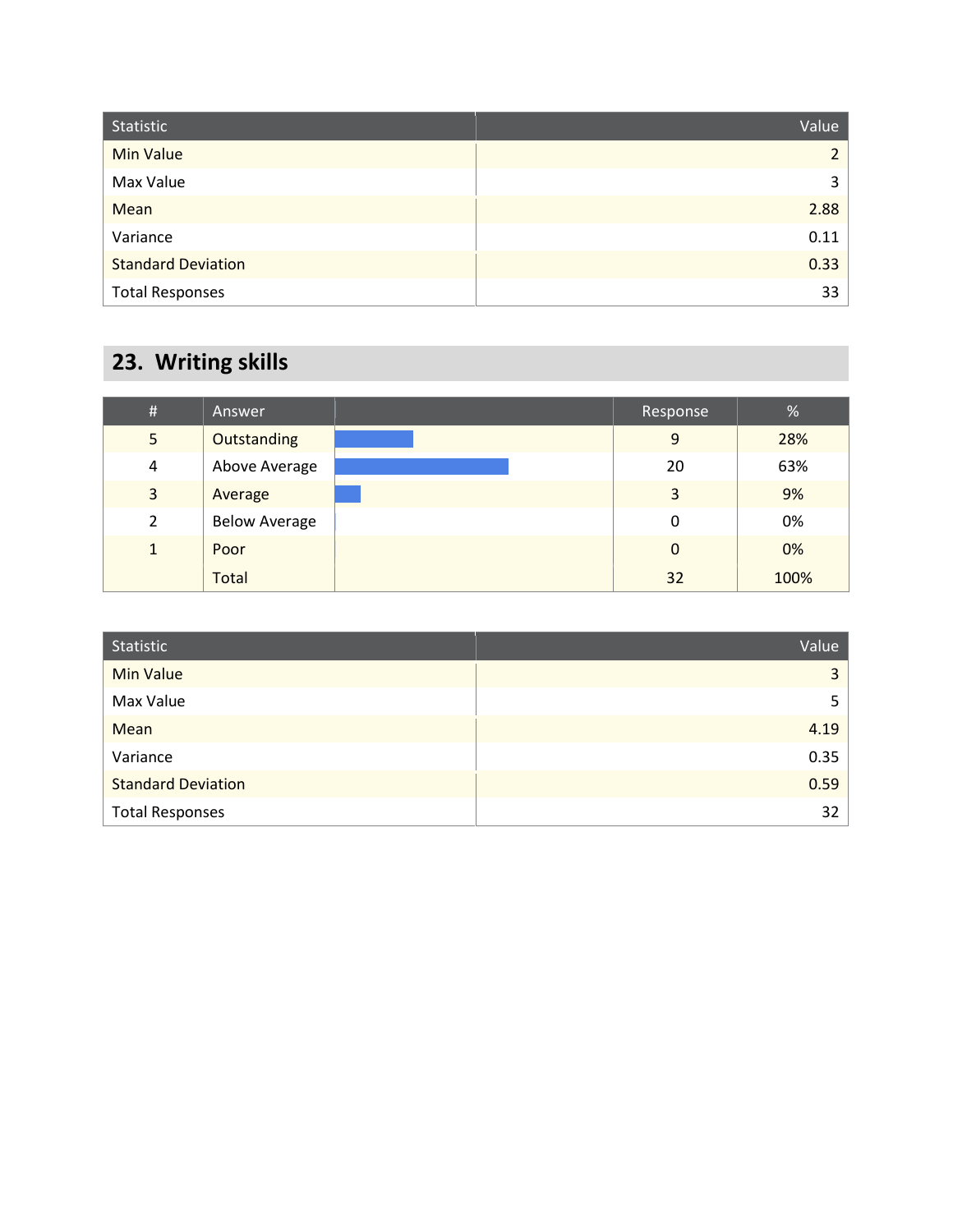| Statistic | Value |
| --- | --- |
| Min Value | 2 |
| Max Value | 3 |
| Mean | 2.88 |
| Variance | 0.11 |
| Standard Deviation | 0.33 |
| Total Responses | 33 |

## 23. Writing skills

| # | Answer | | Response | % |
| --- | --- | --- | --- | --- |
| 5 | Outstanding | | 9 | 28% |
| 4 | Above Average | | 20 | 63% |
| 3 | Average | | 3 | 9% |
| 2 | Below Average | | 0 | 0% |
| 1 | Poor | | 0 | 0% |
| | Total | | 32 | 100% |

| Statistic | Value |
| --- | --- |
| Min Value | 3 |
| Max Value | 5 |
| Mean | 4.19 |
| Variance | 0.35 |
| Standard Deviation | 0.59 |
| Total Responses | 32 |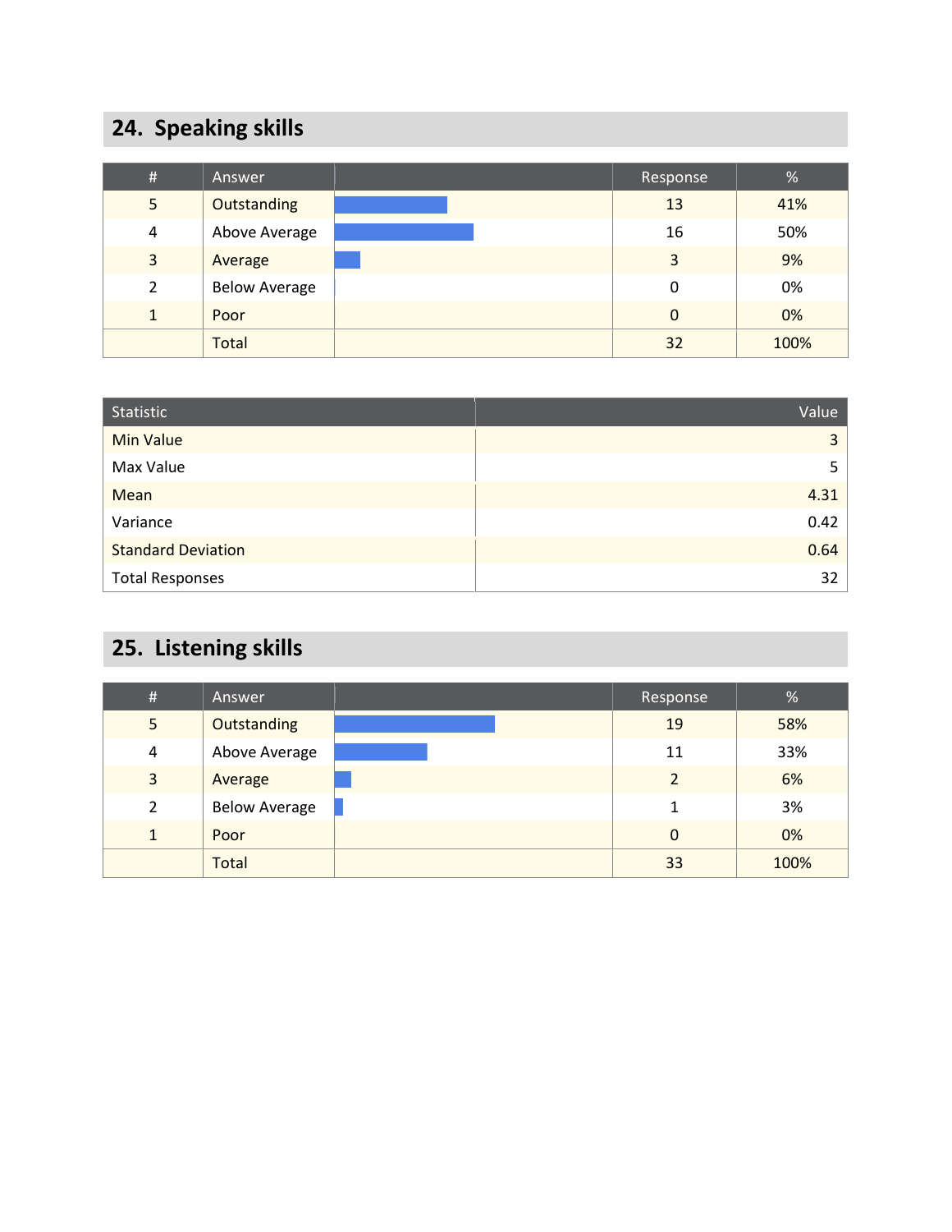## 24. Speaking skills

| # | Answer | | Response | % |
|---|---|---|---|---|
| 5 | Outstanding | | 13 | 41% |
| 4 | Above Average | | 16 | 50% |
| 3 | Average | | 3 | 9% |
| 2 | Below Average | | 0 | 0% |
| 1 | Poor | | 0 | 0% |
| | Total | | 32 | 100% |

| Statistic | Value |
|---|---|
| Min Value | 3 |
| Max Value | 5 |
| Mean | 4.31 |
| Variance | 0.42 |
| Standard Deviation | 0.64 |
| Total Responses | 32 |

## 25. Listening skills

| # | Answer | | Response | % |
|---|---|---|---|---|
| 5 | Outstanding | | 19 | 58% |
| 4 | Above Average | | 11 | 33% |
| 3 | Average | | 2 | 6% |
| 2 | Below Average | | 1 | 3% |
| 1 | Poor | | 0 | 0% |
| | Total | | 33 | 100% |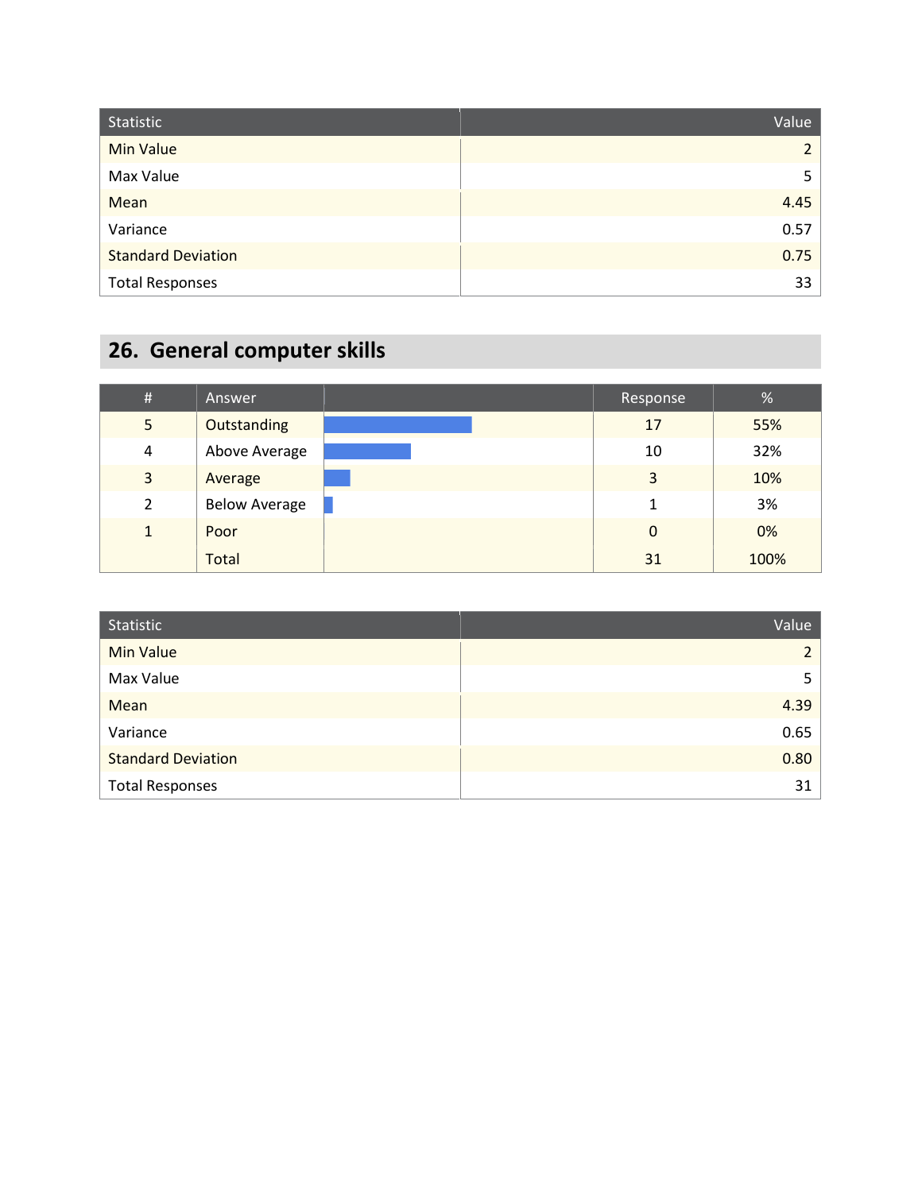| Statistic | Value |
|---|---|
| Min Value | 2 |
| Max Value | 5 |
| Mean | 4.45 |
| Variance | 0.57 |
| Standard Deviation | 0.75 |
| Total Responses | 33 |

## 26. General computer skills

| # | Answer | | Response | % |
|---|---|---|---|---|
| 5 | Outstanding | | 17 | 55% |
| 4 | Above Average | | 10 | 32% |
| 3 | Average | | 3 | 10% |
| 2 | Below Average | | 1 | 3% |
| 1 | Poor | | 0 | 0% |
| | Total | | 31 | 100% |

| Statistic | Value |
|---|---|
| Min Value | 2 |
| Max Value | 5 |
| Mean | 4.39 |
| Variance | 0.65 |
| Standard Deviation | 0.80 |
| Total Responses | 31 |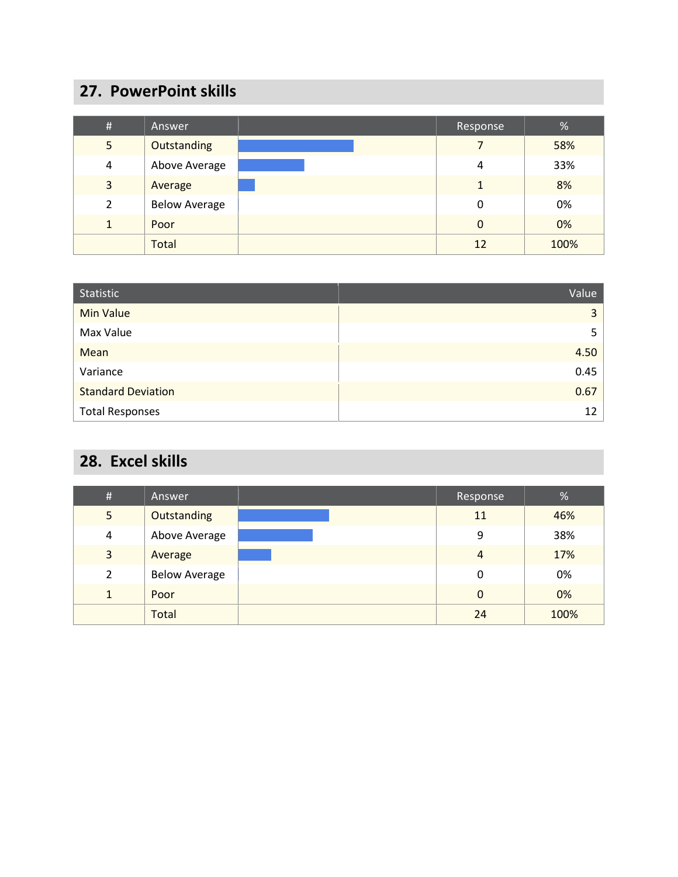## 27. PowerPoint skills

| # | Answer | | Response | % |
|---|---|---|---|---|
| 5 | Outstanding | | 7 | 58% |
| 4 | Above Average | | 4 | 33% |
| 3 | Average | | 1 | 8% |
| 2 | Below Average | | 0 | 0% |
| 1 | Poor | | 0 | 0% |
| | Total | | 12 | 100% |

| Statistic | Value |
|---|---|
| Min Value | 3 |
| Max Value | 5 |
| Mean | 4.50 |
| Variance | 0.45 |
| Standard Deviation | 0.67 |
| Total Responses | 12 |

## 28. Excel skills

| # | Answer | | Response | % |
|---|---|---|---|---|
| 5 | Outstanding | | 11 | 46% |
| 4 | Above Average | | 9 | 38% |
| 3 | Average | | 4 | 17% |
| 2 | Below Average | | 0 | 0% |
| 1 | Poor | | 0 | 0% |
| | Total | | 24 | 100% |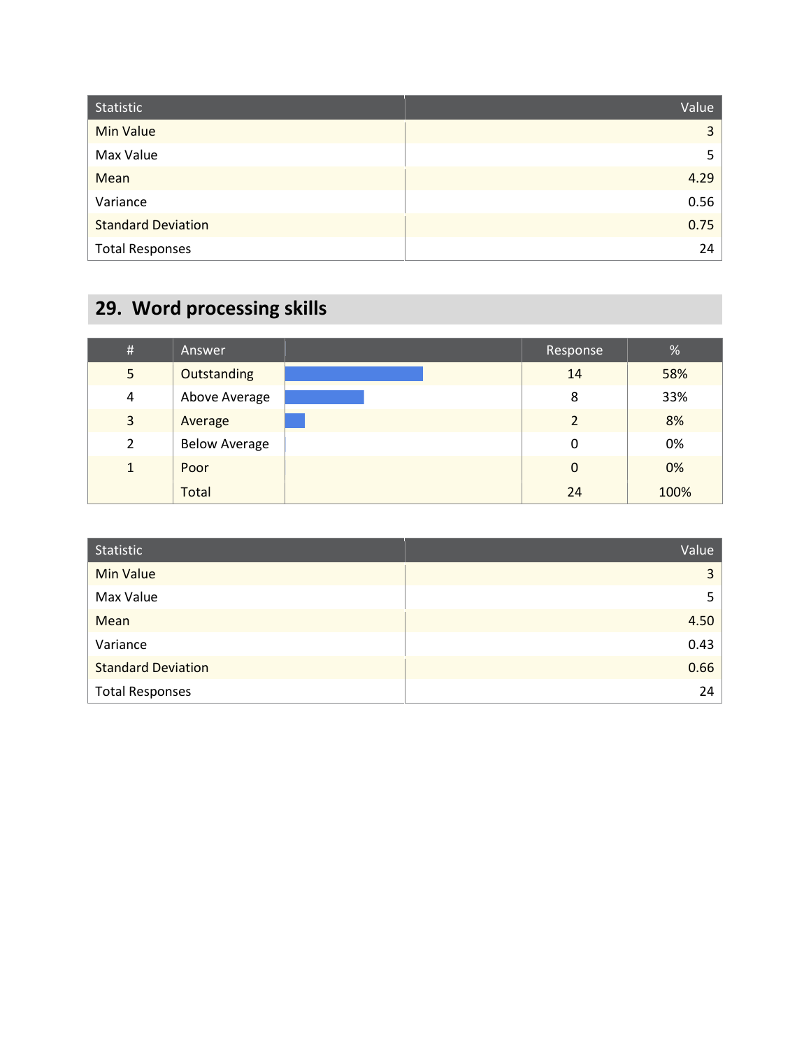| Statistic | Value |
|---|---|
| Min Value | 3 |
| Max Value | 5 |
| Mean | 4.29 |
| Variance | 0.56 |
| Standard Deviation | 0.75 |
| Total Responses | 24 |

## 29. Word processing skills

| # | Answer | | Response | % |
|---|---|---|---|---|
| 5 | Outstanding | | 14 | 58% |
| 4 | Above Average | | 8 | 33% |
| 3 | Average | | 2 | 8% |
| 2 | Below Average | | 0 | 0% |
| 1 | Poor | | 0 | 0% |
| | Total | | 24 | 100% |

| Statistic | Value |
|---|---|
| Min Value | 3 |
| Max Value | 5 |
| Mean | 4.50 |
| Variance | 0.43 |
| Standard Deviation | 0.66 |
| Total Responses | 24 |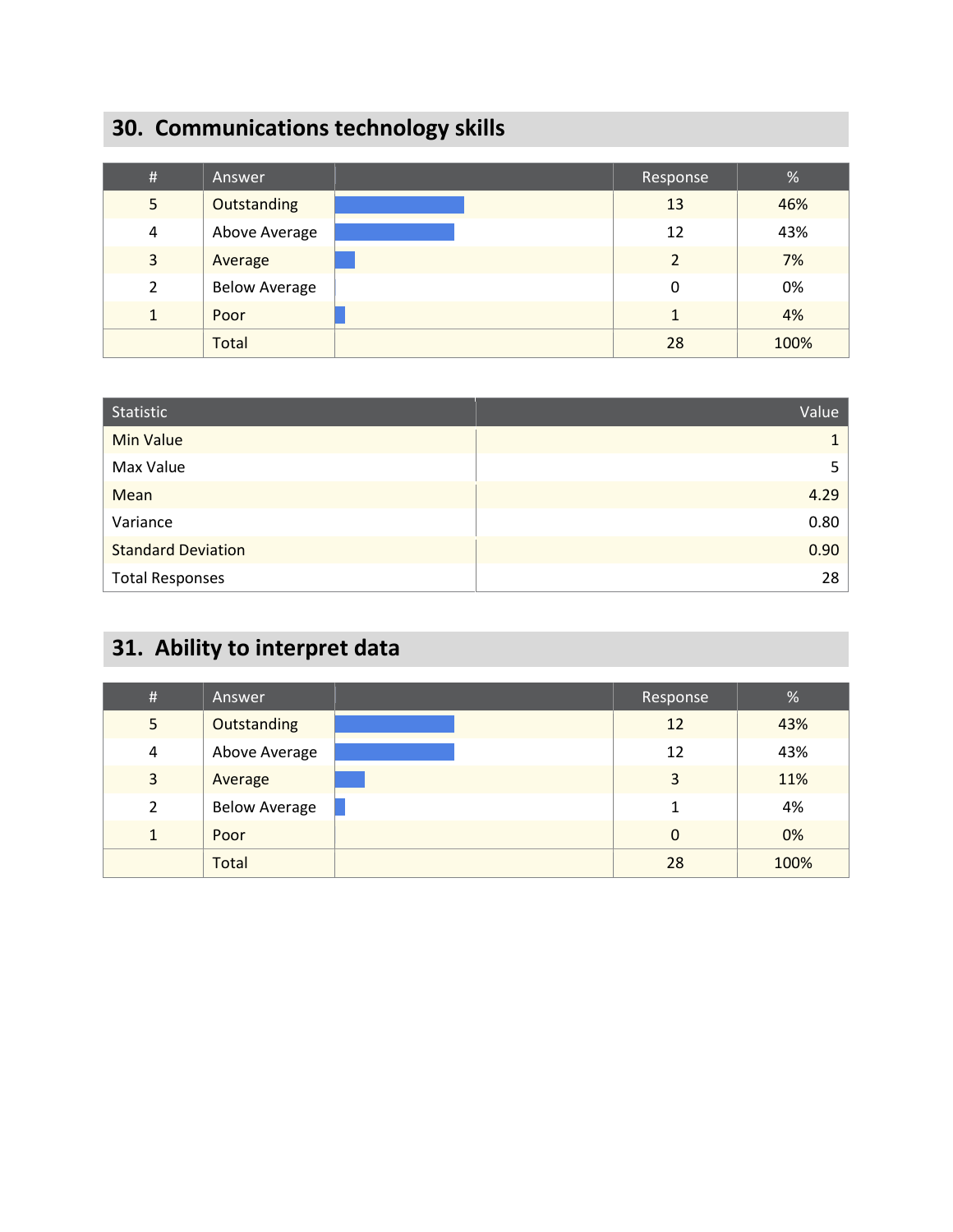## 30. Communications technology skills

| # | Answer | | Response | % |
|---|---|---|---|---|
| 5 | Outstanding | | 13 | 46% |
| 4 | Above Average | | 12 | 43% |
| 3 | Average | | 2 | 7% |
| 2 | Below Average | | 0 | 0% |
| 1 | Poor | | 1 | 4% |
| | Total | | 28 | 100% |

| Statistic | Value |
|---|---|
| Min Value | 1 |
| Max Value | 5 |
| Mean | 4.29 |
| Variance | 0.80 |
| Standard Deviation | 0.90 |
| Total Responses | 28 |

## 31. Ability to interpret data

| # | Answer | | Response | % |
|---|---|---|---|---|
| 5 | Outstanding | | 12 | 43% |
| 4 | Above Average | | 12 | 43% |
| 3 | Average | | 3 | 11% |
| 2 | Below Average | | 1 | 4% |
| 1 | Poor | | 0 | 0% |
| | Total | | 28 | 100% |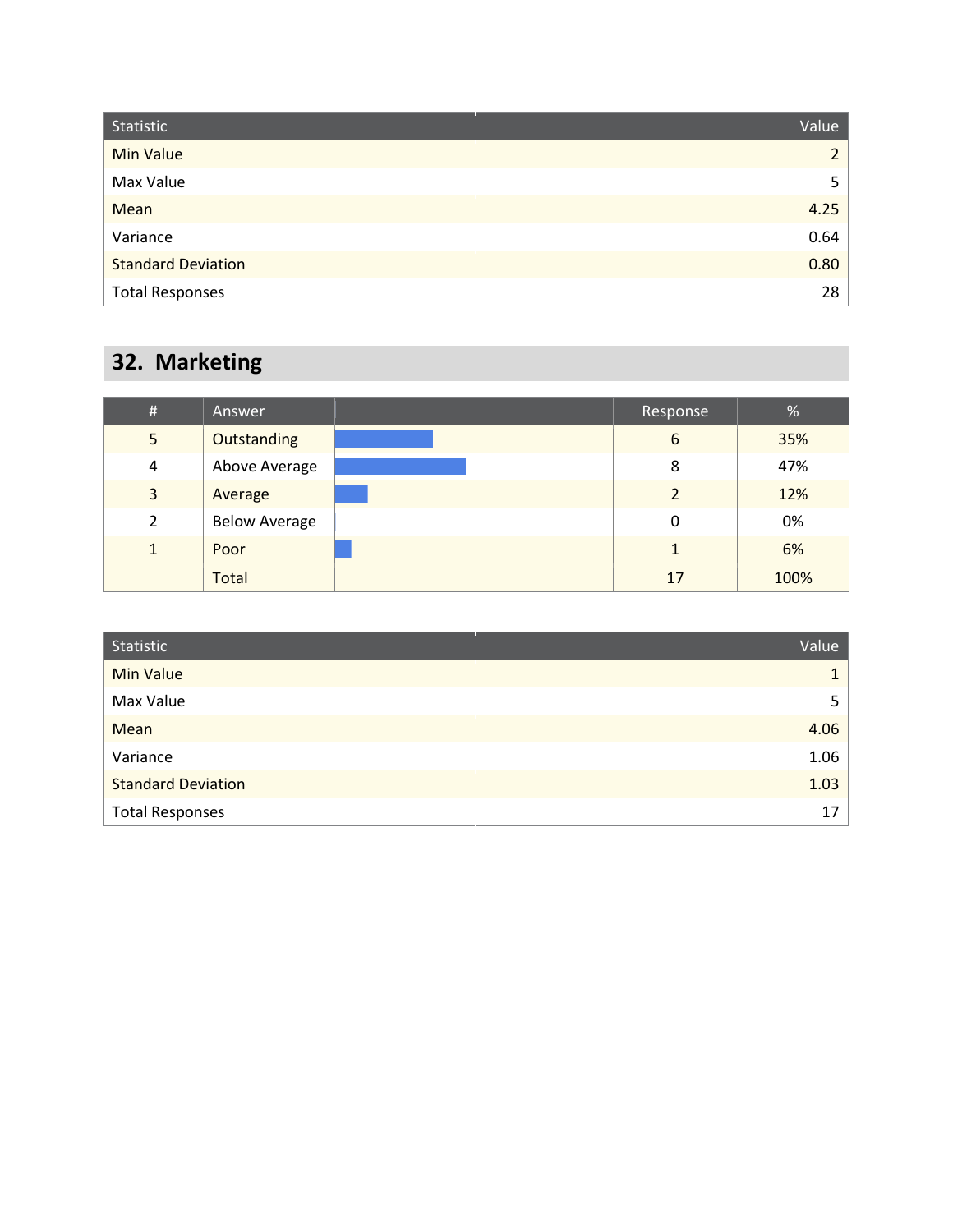| Statistic | Value |
|---|---|
| Min Value | 2 |
| Max Value | 5 |
| Mean | 4.25 |
| Variance | 0.64 |
| Standard Deviation | 0.80 |
| Total Responses | 28 |

## 32. Marketing

| # | Answer | | Response | % |
|---|---|---|---|---|
| 5 | Outstanding | | 6 | 35% |
| 4 | Above Average | | 8 | 47% |
| 3 | Average | | 2 | 12% |
| 2 | Below Average | | 0 | 0% |
| 1 | Poor | | 1 | 6% |
| | Total | | 17 | 100% |

| Statistic | Value |
|---|---|
| Min Value | 1 |
| Max Value | 5 |
| Mean | 4.06 |
| Variance | 1.06 |
| Standard Deviation | 1.03 |
| Total Responses | 17 |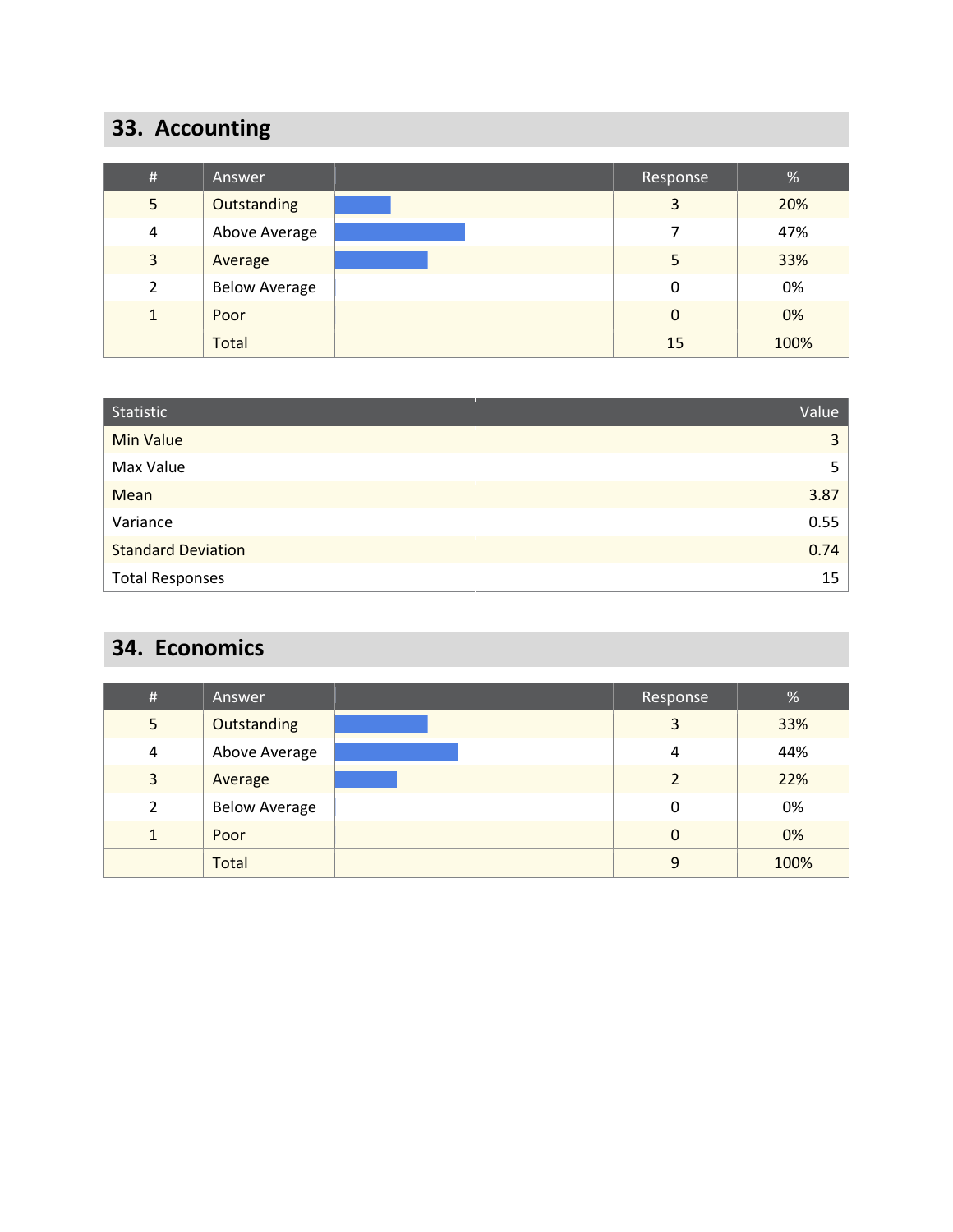## 33. Accounting

| # | Answer | | Response | % |
|---|---|---|---|---|
| 5 | Outstanding | | 3 | 20% |
| 4 | Above Average | | 7 | 47% |
| 3 | Average | | 5 | 33% |
| 2 | Below Average | | 0 | 0% |
| 1 | Poor | | 0 | 0% |
| | Total | | 15 | 100% |

| Statistic | Value |
|---|---|
| Min Value | 3 |
| Max Value | 5 |
| Mean | 3.87 |
| Variance | 0.55 |
| Standard Deviation | 0.74 |
| Total Responses | 15 |

## 34. Economics

| # | Answer | | Response | % |
|---|---|---|---|---|
| 5 | Outstanding | | 3 | 33% |
| 4 | Above Average | | 4 | 44% |
| 3 | Average | | 2 | 22% |
| 2 | Below Average | | 0 | 0% |
| 1 | Poor | | 0 | 0% |
| | Total | | 9 | 100% |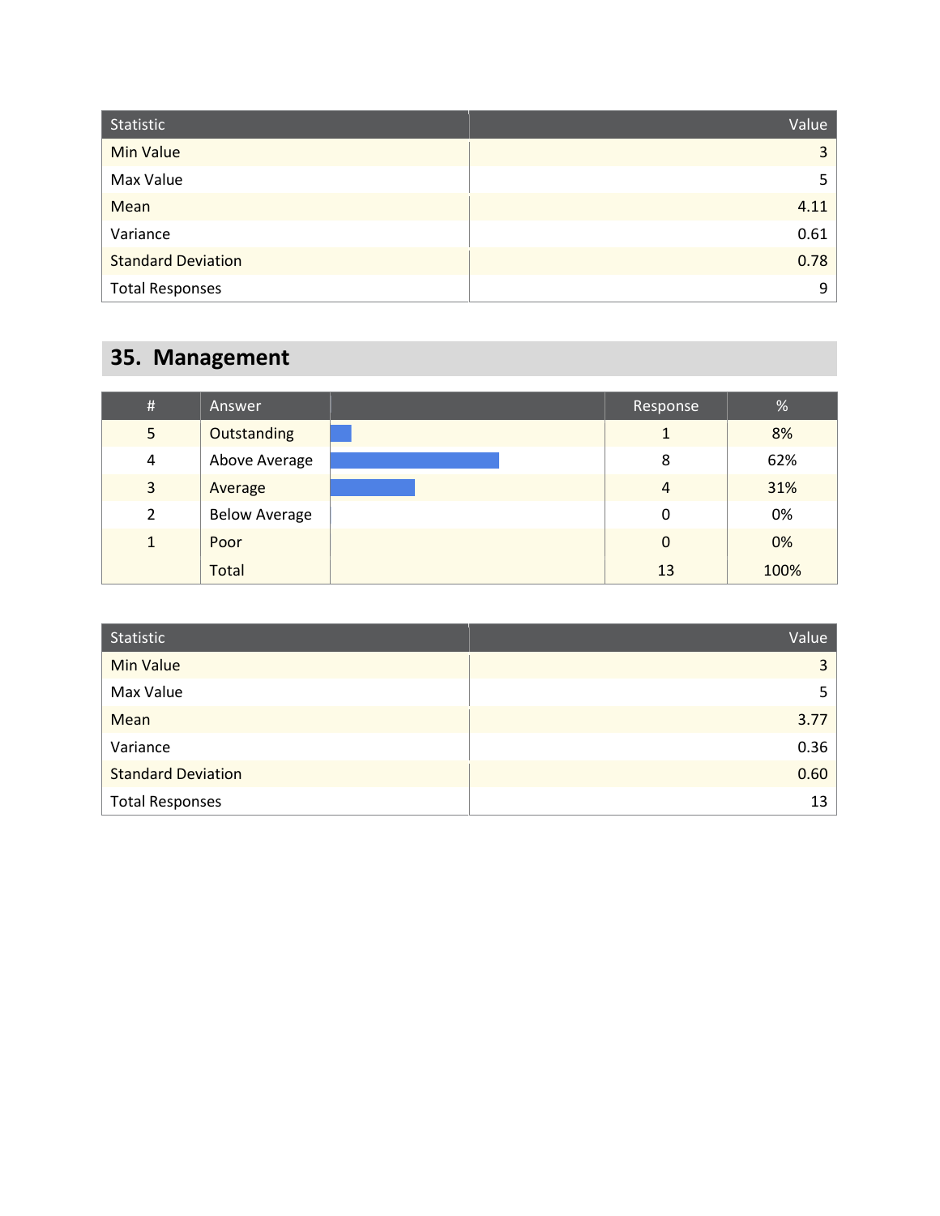| Statistic | Value |
|---|---|
| Min Value | 3 |
| Max Value | 5 |
| Mean | 4.11 |
| Variance | 0.61 |
| Standard Deviation | 0.78 |
| Total Responses | 9 |

## 35. Management

| # | Answer | | Response | % |
|---|---|---|---|---|
| 5 | Outstanding | | 1 | 8% |
| 4 | Above Average | | 8 | 62% |
| 3 | Average | | 4 | 31% |
| 2 | Below Average | | 0 | 0% |
| 1 | Poor | | 0 | 0% |
| | Total | | 13 | 100% |

| Statistic | Value |
|---|---|
| Min Value | 3 |
| Max Value | 5 |
| Mean | 3.77 |
| Variance | 0.36 |
| Standard Deviation | 0.60 |
| Total Responses | 13 |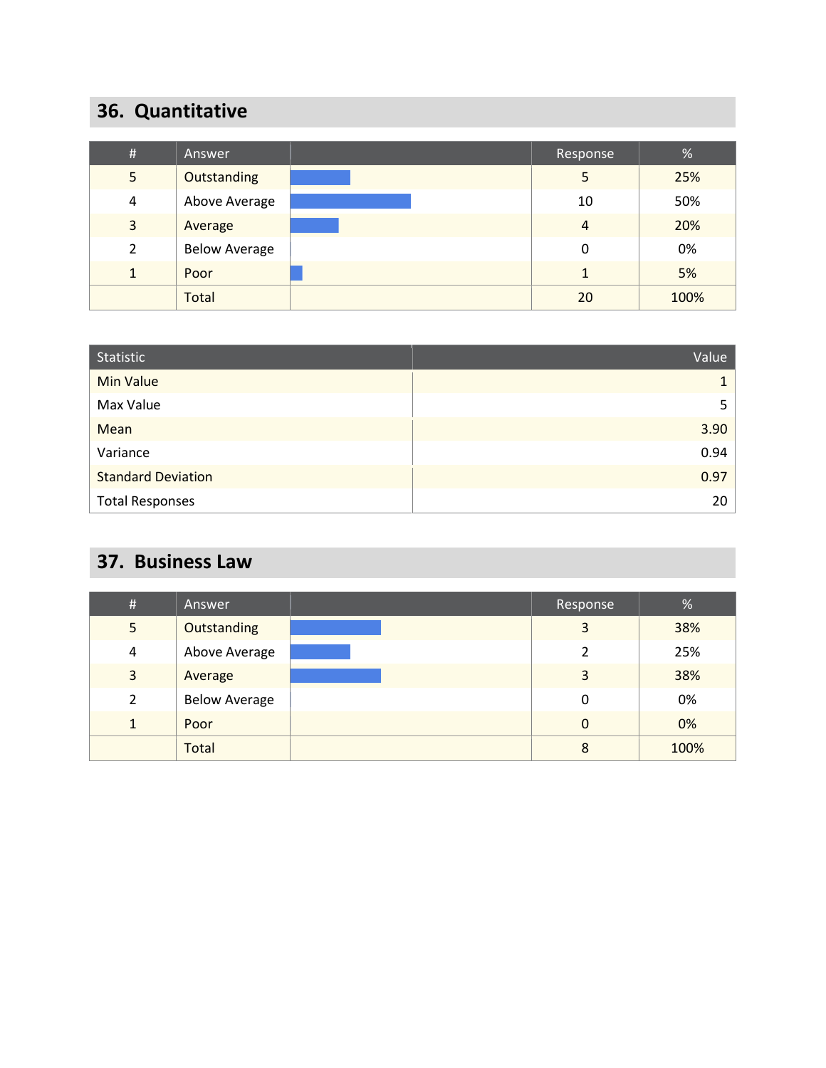## 36. Quantitative

| # | Answer | | Response | % |
|---|---|---|---|---|
| 5 | Outstanding | | 5 | 25% |
| 4 | Above Average | | 10 | 50% |
| 3 | Average | | 4 | 20% |
| 2 | Below Average | | 0 | 0% |
| 1 | Poor | | 1 | 5% |
| | Total | | 20 | 100% |

| Statistic | Value |
|---|---|
| Min Value | 1 |
| Max Value | 5 |
| Mean | 3.90 |
| Variance | 0.94 |
| Standard Deviation | 0.97 |
| Total Responses | 20 |

## 37. Business Law

| # | Answer | | Response | % |
|---|---|---|---|---|
| 5 | Outstanding | | 3 | 38% |
| 4 | Above Average | | 2 | 25% |
| 3 | Average | | 3 | 38% |
| 2 | Below Average | | 0 | 0% |
| 1 | Poor | | 0 | 0% |
| | Total | | 8 | 100% |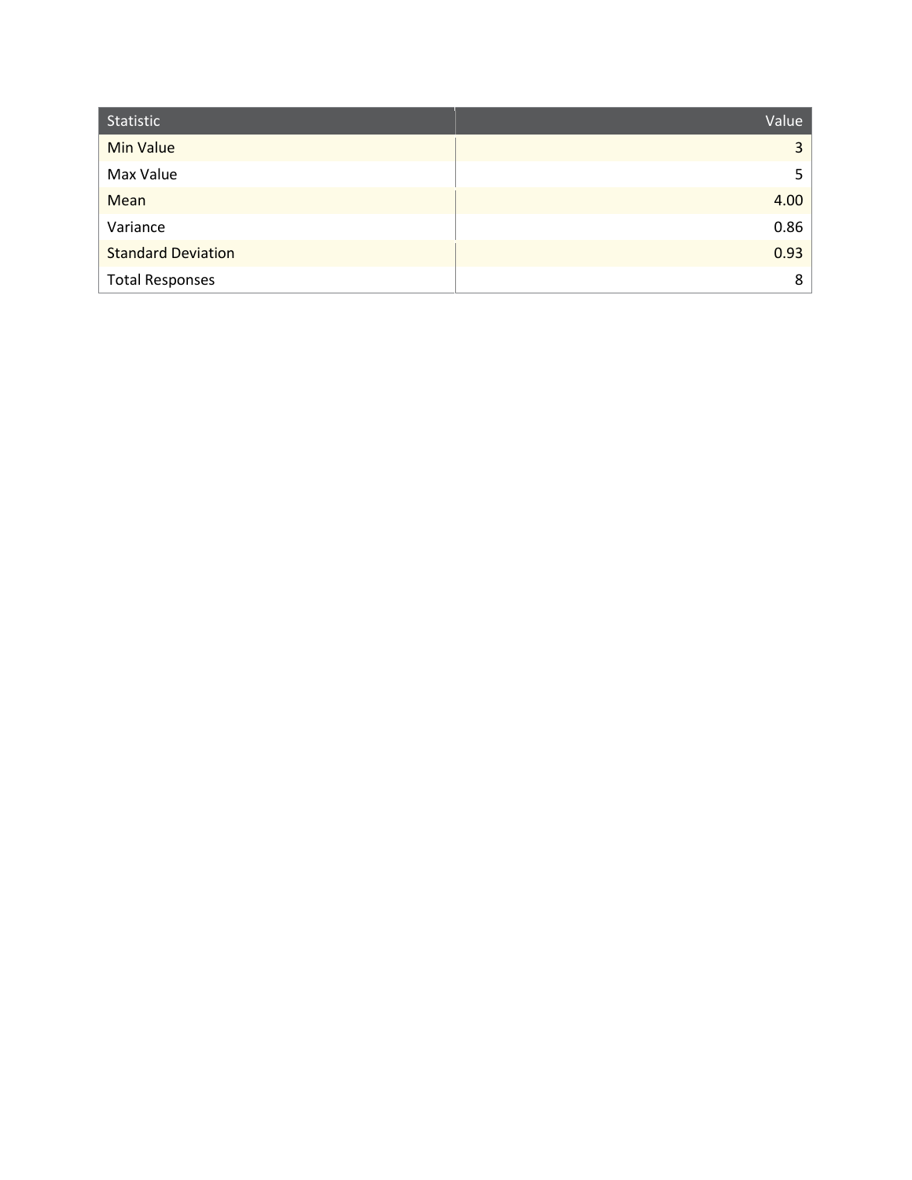| Statistic | Value |
| --- | --- |
| Min Value | 3 |
| Max Value | 5 |
| Mean | 4.00 |
| Variance | 0.86 |
| Standard Deviation | 0.93 |
| Total Responses | 8 |